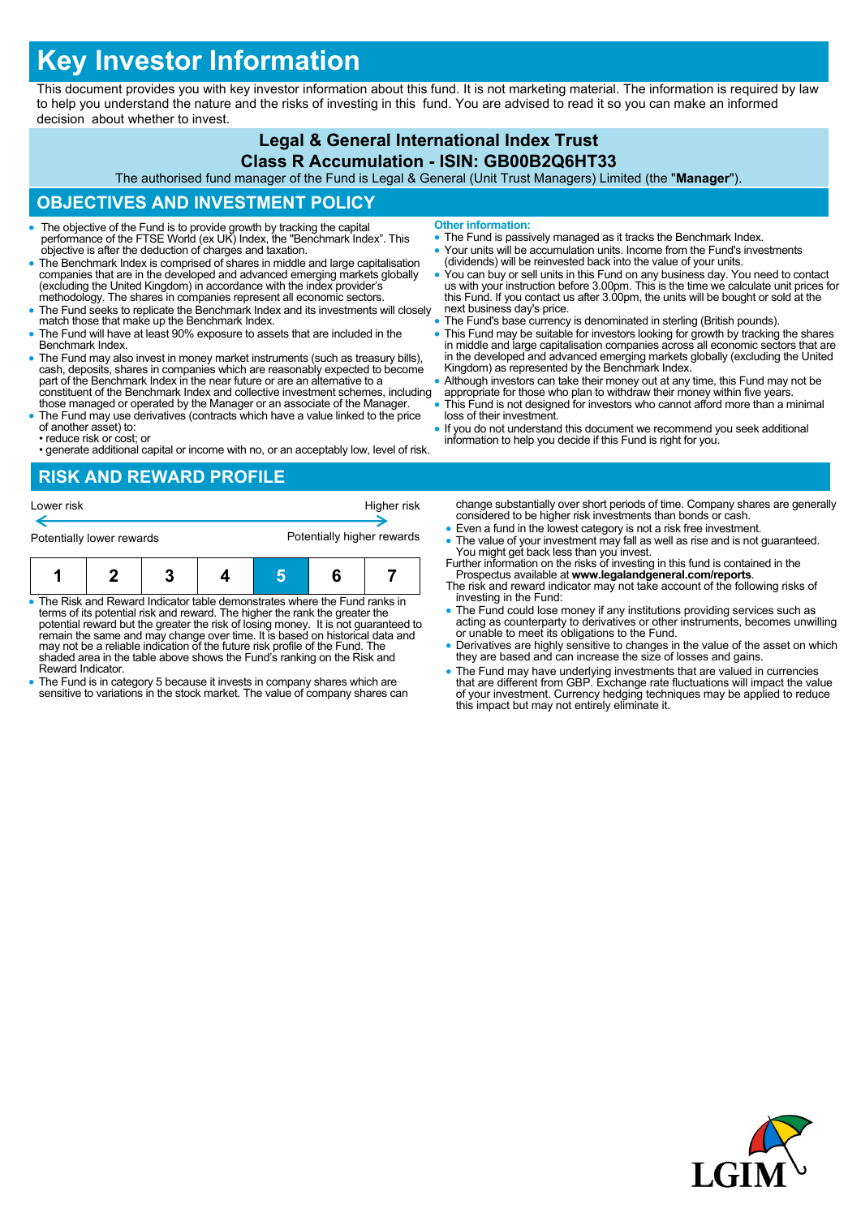# Key Investor Information

This document provides you with key investor information about this fund. It is not marketing material. The information is required by law to help you understand the nature and the risks of investing in this fund. You are advised to read it so you can make an informed decision about whether to invest.

**Legal & General International Index Trust**

**Class R Accumulation - ISIN: GB00B2Q6HT33**

The authorised fund manager of the Fund is Legal & General (Unit Trust Managers) Limited (the "**Manager**").

## OBJECTIVES AND INVESTMENT POLICY

- The objective of the Fund is to provide growth by tracking the capital performance of the FTSE World (ex UK) Index, the "Benchmark Index". This objective is after the deduction of charges and taxation.
- The Benchmark Index is comprised of shares in middle and large capitalisation companies that are in the developed and advanced emerging markets globally (excluding the United Kingdom) in accordance with the index provider's methodology. The shares in companies represent all economic sectors.
- The Fund seeks to replicate the Benchmark Index and its investments will closely match those that make up the Benchmark Index.
- The Fund will have at least 90% exposure to assets that are included in the Benchmark Index.
- The Fund may also invest in money market instruments (such as treasury bills), cash, deposits, shares in companies which are reasonably expected to become part of the Benchmark Index in the near future or are an alternative to a constituent of the Benchmark Index and collective investment schemes, including those managed or operated by the Manager or an associate of the Manager.
- The Fund may use derivatives (contracts which have a value linked to the price of another asset) to:
  - reduce risk or cost; or
  - generate additional capital or income with no, or an acceptably low, level of risk.

**Other information:**

- The Fund is passively managed as it tracks the Benchmark Index.
- Your units will be accumulation units. Income from the Fund's investments (dividends) will be reinvested back into the value of your units.
- You can buy or sell units in this Fund on any business day. You need to contact us with your instruction before 3.00pm. This is the time we calculate unit prices for this Fund. If you contact us after 3.00pm, the units will be bought or sold at the next business day's price.
- The Fund's base currency is denominated in sterling (British pounds).
- This Fund may be suitable for investors looking for growth by tracking the shares in middle and large capitalisation companies across all economic sectors that are in the developed and advanced emerging markets globally (excluding the United Kingdom) as represented by the Benchmark Index.
- Although investors can take their money out at any time, this Fund may not be appropriate for those who plan to withdraw their money within five years.
- This Fund is not designed for investors who cannot afford more than a minimal loss of their investment.
- If you do not understand this document we recommend you seek additional information to help you decide if this Fund is right for you.

## RISK AND REWARD PROFILE

| Lower risk | | | | | | Higher risk |
|---|---|---|---|---|---|---|
| Potentially lower rewards | | | | | | Potentially higher rewards |
| 1 | 2 | 3 | 4 | **5** | 6 | 7 |

- The Risk and Reward Indicator table demonstrates where the Fund ranks in terms of its potential risk and reward. The higher the rank the greater the potential reward but the greater the risk of losing money. It is not guaranteed to remain the same and may change over time. It is based on historical data and may not be a reliable indication of the future risk profile of the Fund. The shaded area in the table above shows the Fund's ranking on the Risk and Reward Indicator.
- The Fund is in category 5 because it invests in company shares which are sensitive to variations in the stock market. The value of company shares can change substantially over short periods of time. Company shares are generally considered to be higher risk investments than bonds or cash.
- Even a fund in the lowest category is not a risk free investment.
- The value of your investment may fall as well as rise and is not guaranteed. You might get back less than you invest.

Further information on the risks of investing in this fund is contained in the Prospectus available at **www.legalandgeneral.com/reports**.

The risk and reward indicator may not take account of the following risks of investing in the Fund:

- The Fund could lose money if any institutions providing services such as acting as counterparty to derivatives or other instruments, becomes unwilling or unable to meet its obligations to the Fund.
- Derivatives are highly sensitive to changes in the value of the asset on which they are based and can increase the size of losses and gains.
- The Fund may have underlying investments that are valued in currencies that are different from GBP. Exchange rate fluctuations will impact the value of your investment. Currency hedging techniques may be applied to reduce this impact but may not entirely eliminate it.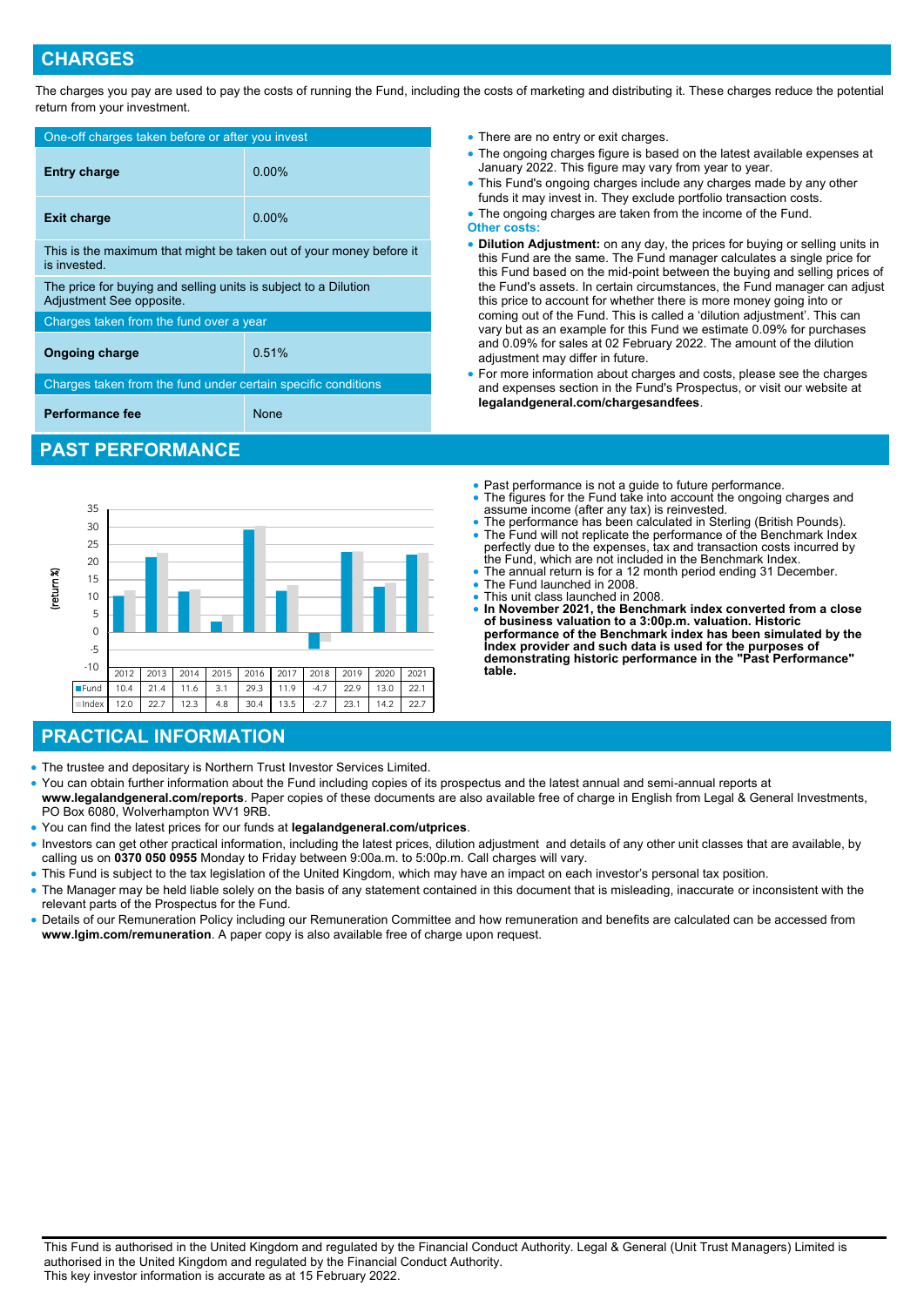## CHARGES

The charges you pay are used to pay the costs of running the Fund, including the costs of marketing and distributing it. These charges reduce the potential return from your investment.

| One-off charges taken before or after you invest | |
|---|---|
| **Entry charge** | 0.00% |
| **Exit charge** | 0.00% |
| This is the maximum that might be taken out of your money before it is invested. | |
| The price for buying and selling units is subject to a Dilution Adjustment See opposite. | |
| Charges taken from the fund over a year | |
| **Ongoing charge** | 0.51% |
| Charges taken from the fund under certain specific conditions | |
| **Performance fee** | None |

- There are no entry or exit charges.
- The ongoing charges figure is based on the latest available expenses at January 2022. This figure may vary from year to year.
- This Fund's ongoing charges include any charges made by any other funds it may invest in. They exclude portfolio transaction costs.
- The ongoing charges are taken from the income of the Fund.

**Other costs:**

- **Dilution Adjustment:** on any day, the prices for buying or selling units in this Fund are the same. The Fund manager calculates a single price for this Fund based on the mid-point between the buying and selling prices of the Fund's assets. In certain circumstances, the Fund manager can adjust this price to account for whether there is more money going into or coming out of the Fund. This is called a 'dilution adjustment'. This can vary but as an example for this Fund we estimate 0.09% for purchases and 0.09% for sales at 02 February 2022. The amount of the dilution adjustment may differ in future.
- For more information about charges and costs, please see the charges and expenses section in the Fund's Prospectus, or visit our website at **legalandgeneral.com/chargesandfees**.

## PAST PERFORMANCE

(return %)

35
30
25
20
15
10
5
0
-5
-10

| | 2012 | 2013 | 2014 | 2015 | 2016 | 2017 | 2018 | 2019 | 2020 | 2021 |
|---|---|---|---|---|---|---|---|---|---|---|
| Fund | 10.4 | 21.4 | 11.6 | 3.1 | 29.3 | 11.9 | -4.7 | 22.9 | 13.0 | 22.1 |
| Index | 12.0 | 22.7 | 12.3 | 4.8 | 30.4 | 13.5 | -2.7 | 23.1 | 14.2 | 22.7 |

- Past performance is not a guide to future performance.
- The figures for the Fund take into account the ongoing charges and assume income (after any tax) is reinvested.
- The performance has been calculated in Sterling (British Pounds).
- The Fund will not replicate the performance of the Benchmark Index perfectly due to the expenses, tax and transaction costs incurred by the Fund, which are not included in the Benchmark Index.
- The annual return is for a 12 month period ending 31 December.
- The Fund launched in 2008.
- This unit class launched in 2008.
- **In November 2021, the Benchmark index converted from a close of business valuation to a 3:00p.m. valuation. Historic performance of the Benchmark index has been simulated by the Index provider and such data is used for the purposes of demonstrating historic performance in the "Past Performance" table.**

## PRACTICAL INFORMATION

- The trustee and depositary is Northern Trust Investor Services Limited.
- You can obtain further information about the Fund including copies of its prospectus and the latest annual and semi-annual reports at **www.legalandgeneral.com/reports**. Paper copies of these documents are also available free of charge in English from Legal & General Investments, PO Box 6080, Wolverhampton WV1 9RB.
- You can find the latest prices for our funds at **legalandgeneral.com/utprices**.
- Investors can get other practical information, including the latest prices, dilution adjustment and details of any other unit classes that are available, by calling us on **0370 050 0955** Monday to Friday between 9:00a.m. to 5:00p.m. Call charges will vary.
- This Fund is subject to the tax legislation of the United Kingdom, which may have an impact on each investor's personal tax position.
- The Manager may be held liable solely on the basis of any statement contained in this document that is misleading, inaccurate or inconsistent with the relevant parts of the Prospectus for the Fund.
- Details of our Remuneration Policy including our Remuneration Committee and how remuneration and benefits are calculated can be accessed from **www.lgim.com/remuneration**. A paper copy is also available free of charge upon request.

This Fund is authorised in the United Kingdom and regulated by the Financial Conduct Authority. Legal & General (Unit Trust Managers) Limited is authorised in the United Kingdom and regulated by the Financial Conduct Authority.
This key investor information is accurate as at 15 February 2022.